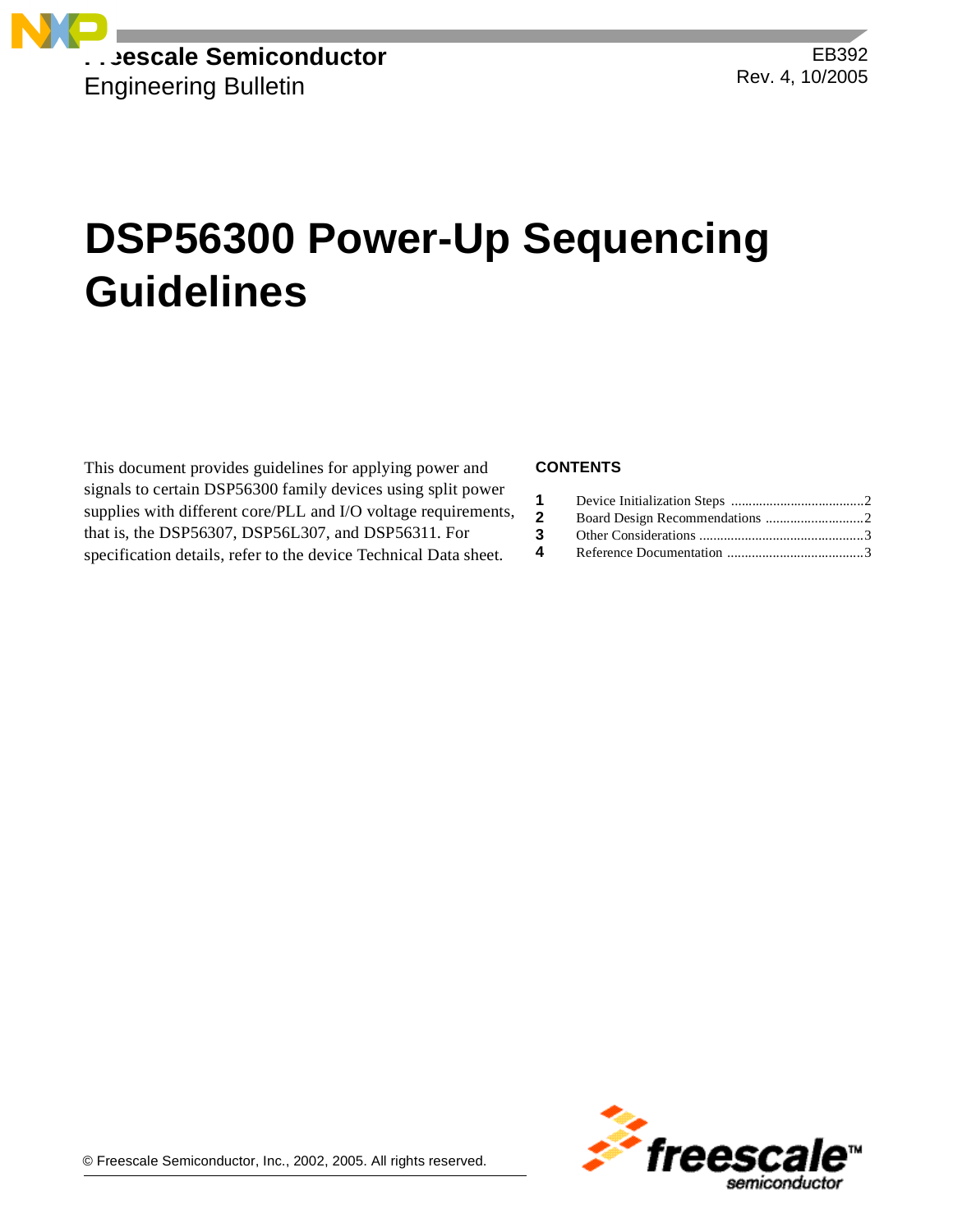Freescale Semiconductor
Engineering Bulletin

EB392
Rev. 4, 10/2005

# DSP56300 Power-Up Sequencing Guidelines

This document provides guidelines for applying power and signals to certain DSP56300 family devices using split power supplies with different core/PLL and I/O voltage requirements, that is, the DSP56307, DSP56L307, and DSP56311. For specification details, refer to the device Technical Data sheet.

**CONTENTS**

| | | |
|---|---|---|
| **1** | Device Initialization Steps | 2 |
| **2** | Board Design Recommendations | 2 |
| **3** | Other Considerations | 3 |
| **4** | Reference Documentation | 3 |

© Freescale Semiconductor, Inc., 2002, 2005. All rights reserved.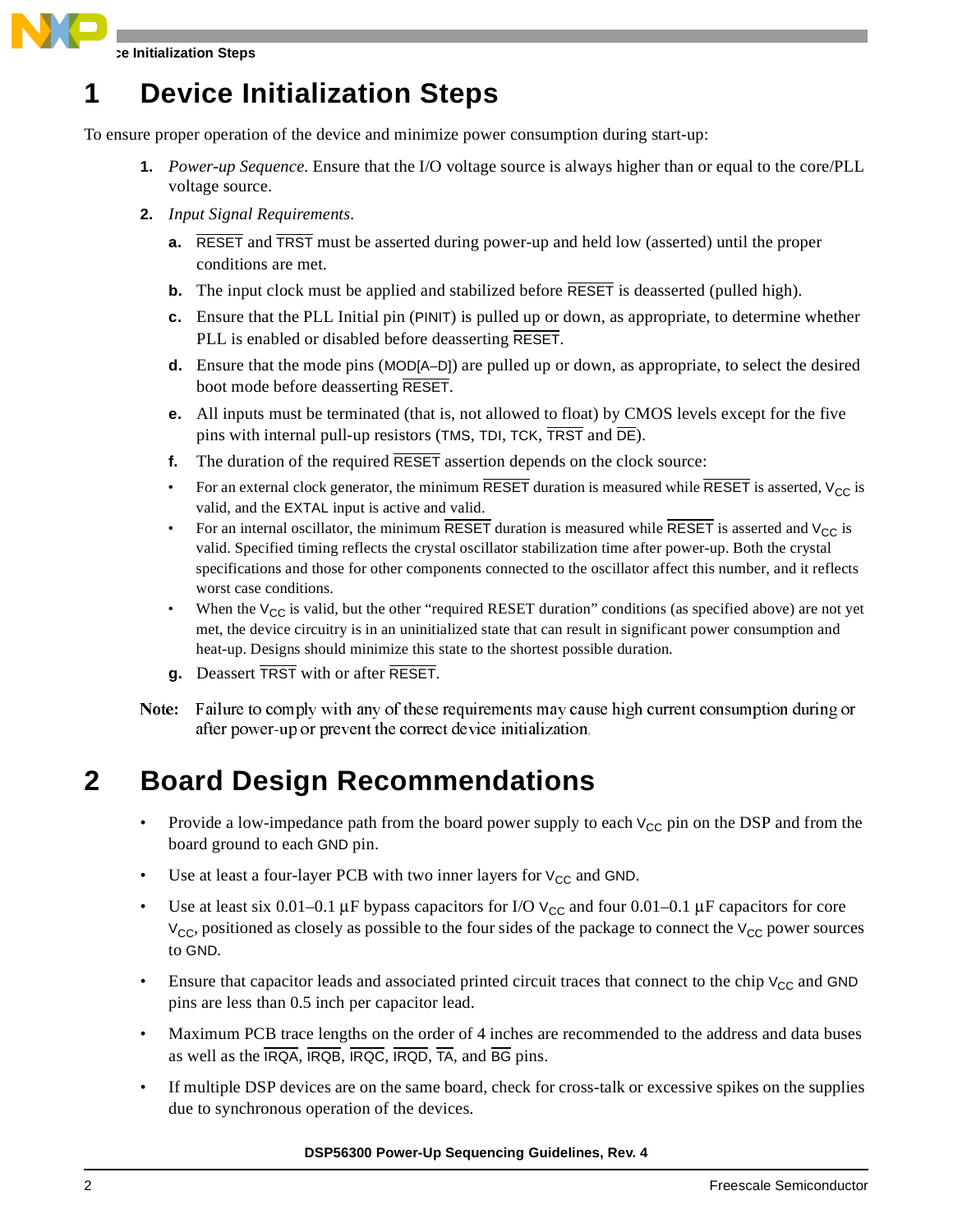# 1 Device Initialization Steps

To ensure proper operation of the device and minimize power consumption during start-up:

1. *Power-up Sequence.* Ensure that the I/O voltage source is always higher than or equal to the core/PLL voltage source.
2. *Input Signal Requirements.*
   a. $\overline{\text{RESET}}$ and $\overline{\text{TRST}}$ must be asserted during power-up and held low (asserted) until the proper conditions are met.
   b. The input clock must be applied and stabilized before $\overline{\text{RESET}}$ is deasserted (pulled high).
   c. Ensure that the PLL Initial pin (PINIT) is pulled up or down, as appropriate, to determine whether PLL is enabled or disabled before deasserting $\overline{\text{RESET}}$.
   d. Ensure that the mode pins (MOD[A–D]) are pulled up or down, as appropriate, to select the desired boot mode before deasserting $\overline{\text{RESET}}$.
   e. All inputs must be terminated (that is, not allowed to float) by CMOS levels except for the five pins with internal pull-up resistors (TMS, TDI, TCK, $\overline{\text{TRST}}$ and $\overline{\text{DE}}$).
   f. The duration of the required $\overline{\text{RESET}}$ assertion depends on the clock source:
      - For an external clock generator, the minimum $\overline{\text{RESET}}$ duration is measured while $\overline{\text{RESET}}$ is asserted, $V_{CC}$ is valid, and the EXTAL input is active and valid.
      - For an internal oscillator, the minimum $\overline{\text{RESET}}$ duration is measured while $\overline{\text{RESET}}$ is asserted and $V_{CC}$ is valid. Specified timing reflects the crystal oscillator stabilization time after power-up. Both the crystal specifications and those for other components connected to the oscillator affect this number, and it reflects worst case conditions.
      - When the $V_{CC}$ is valid, but the other "required RESET duration" conditions (as specified above) are not yet met, the device circuitry is in an uninitialized state that can result in significant power consumption and heat-up. Designs should minimize this state to the shortest possible duration.
   g. Deassert $\overline{\text{TRST}}$ with or after $\overline{\text{RESET}}$.

**Note:** Failure to comply with any of these requirements may cause high current consumption during or after power-up or prevent the correct device initialization.

# 2 Board Design Recommendations

- Provide a low-impedance path from the board power supply to each $V_{CC}$ pin on the DSP and from the board ground to each GND pin.
- Use at least a four-layer PCB with two inner layers for $V_{CC}$ and GND.
- Use at least six 0.01–0.1 μF bypass capacitors for I/O $V_{CC}$ and four 0.01–0.1 μF capacitors for core $V_{CC}$, positioned as closely as possible to the four sides of the package to connect the $V_{CC}$ power sources to GND.
- Ensure that capacitor leads and associated printed circuit traces that connect to the chip $V_{CC}$ and GND pins are less than 0.5 inch per capacitor lead.
- Maximum PCB trace lengths on the order of 4 inches are recommended to the address and data buses as well as the $\overline{\text{IRQA}}$, $\overline{\text{IRQB}}$, $\overline{\text{IRQC}}$, $\overline{\text{IRQD}}$, $\overline{\text{TA}}$, and $\overline{\text{BG}}$ pins.
- If multiple DSP devices are on the same board, check for cross-talk or excessive spikes on the supplies due to synchronous operation of the devices.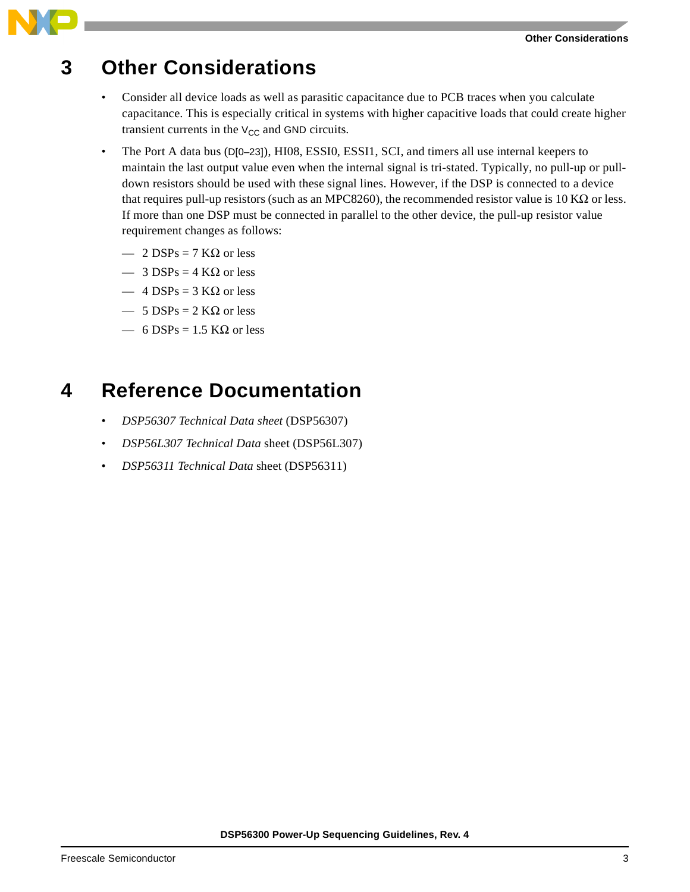# 3 Other Considerations

- Consider all device loads as well as parasitic capacitance due to PCB traces when you calculate capacitance. This is especially critical in systems with higher capacitive loads that could create higher transient currents in the $V_{CC}$ and GND circuits.
- The Port A data bus (D[0–23]), HI08, ESSI0, ESSI1, SCI, and timers all use internal keepers to maintain the last output value even when the internal signal is tri-stated. Typically, no pull-up or pull-down resistors should be used with these signal lines. However, if the DSP is connected to a device that requires pull-up resistors (such as an MPC8260), the recommended resistor value is 10 KΩ or less. If more than one DSP must be connected in parallel to the other device, the pull-up resistor value requirement changes as follows:
  - 2 DSPs = 7 KΩ or less
  - 3 DSPs = 4 KΩ or less
  - 4 DSPs = 3 KΩ or less
  - 5 DSPs = 2 KΩ or less
  - 6 DSPs = 1.5 KΩ or less

# 4 Reference Documentation

- *DSP56307 Technical Data sheet* (DSP56307)
- *DSP56L307 Technical Data* sheet (DSP56L307)
- *DSP56311 Technical Data* sheet (DSP56311)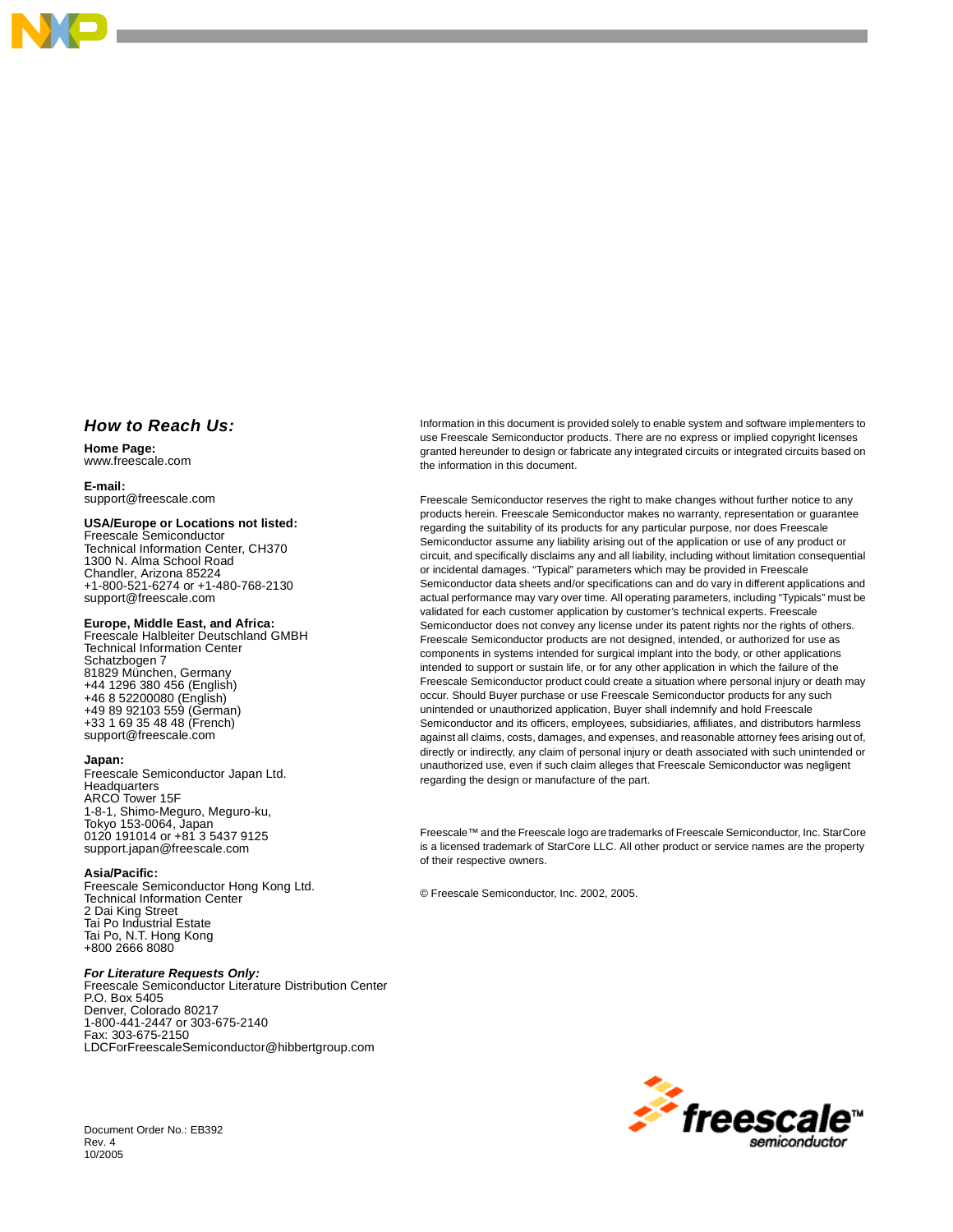## *How to Reach Us:*

**Home Page:**
www.freescale.com

**E-mail:**
support@freescale.com

**USA/Europe or Locations not listed:**
Freescale Semiconductor
Technical Information Center, CH370
1300 N. Alma School Road
Chandler, Arizona 85224
+1-800-521-6274 or +1-480-768-2130
support@freescale.com

**Europe, Middle East, and Africa:**
Freescale Halbleiter Deutschland GMBH
Technical Information Center
Schatzbogen 7
81829 München, Germany
+44 1296 380 456 (English)
+46 8 52200080 (English)
+49 89 92103 559 (German)
+33 1 69 35 48 48 (French)
support@freescale.com

**Japan:**
Freescale Semiconductor Japan Ltd.
Headquarters
ARCO Tower 15F
1-8-1, Shimo-Meguro, Meguro-ku,
Tokyo 153-0064, Japan
0120 191014 or +81 3 5437 9125
support.japan@freescale.com

**Asia/Pacific:**
Freescale Semiconductor Hong Kong Ltd.
Technical Information Center
2 Dai King Street
Tai Po Industrial Estate
Tai Po, N.T. Hong Kong
+800 2666 8080

***For Literature Requests Only:***
Freescale Semiconductor Literature Distribution Center
P.O. Box 5405
Denver, Colorado 80217
1-800-441-2447 or 303-675-2140
Fax: 303-675-2150
LDCForFreescaleSemiconductor@hibbertgroup.com

Information in this document is provided solely to enable system and software implementers to use Freescale Semiconductor products. There are no express or implied copyright licenses granted hereunder to design or fabricate any integrated circuits or integrated circuits based on the information in this document.

Freescale Semiconductor reserves the right to make changes without further notice to any products herein. Freescale Semiconductor makes no warranty, representation or guarantee regarding the suitability of its products for any particular purpose, nor does Freescale Semiconductor assume any liability arising out of the application or use of any product or circuit, and specifically disclaims any and all liability, including without limitation consequential or incidental damages. "Typical" parameters which may be provided in Freescale Semiconductor data sheets and/or specifications can and do vary in different applications and actual performance may vary over time. All operating parameters, including "Typicals" must be validated for each customer application by customer's technical experts. Freescale Semiconductor does not convey any license under its patent rights nor the rights of others. Freescale Semiconductor products are not designed, intended, or authorized for use as components in systems intended for surgical implant into the body, or other applications intended to support or sustain life, or for any other application in which the failure of the Freescale Semiconductor product could create a situation where personal injury or death may occur. Should Buyer purchase or use Freescale Semiconductor products for any such unintended or unauthorized application, Buyer shall indemnify and hold Freescale Semiconductor and its officers, employees, subsidiaries, affiliates, and distributors harmless against all claims, costs, damages, and expenses, and reasonable attorney fees arising out of, directly or indirectly, any claim of personal injury or death associated with such unintended or unauthorized use, even if such claim alleges that Freescale Semiconductor was negligent regarding the design or manufacture of the part.

Freescale™ and the Freescale logo are trademarks of Freescale Semiconductor, Inc. StarCore is a licensed trademark of StarCore LLC. All other product or service names are the property of their respective owners.

© Freescale Semiconductor, Inc. 2002, 2005.

Document Order No.: EB392
Rev. 4
10/2005